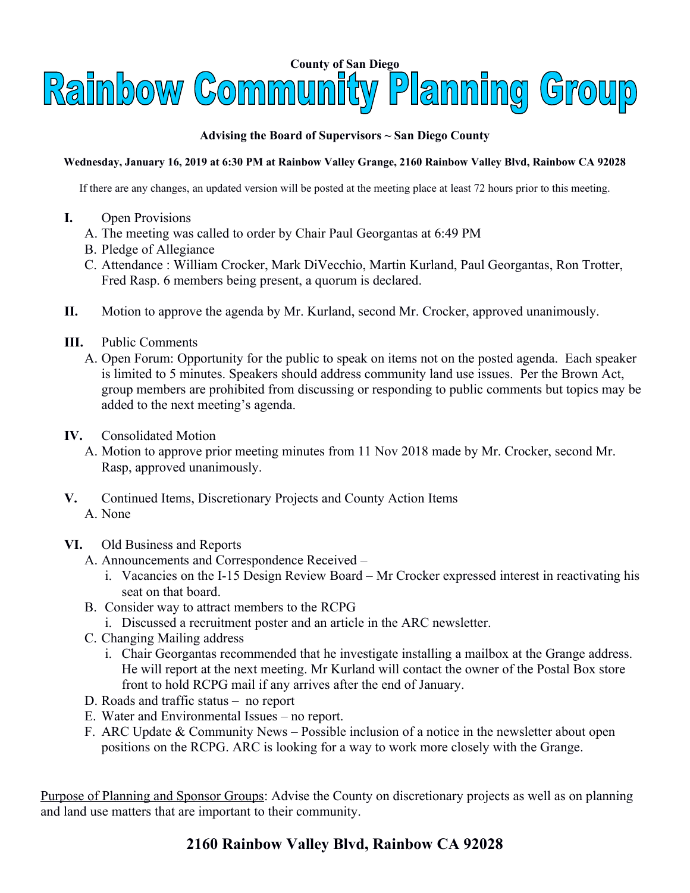**County of San Diego**

# Rainbow Community Planning Group

**Advising the Board of Supervisors ~ San Diego County**

**Wednesday, January 16, 2019 at 6:30 PM at Rainbow Valley Grange, 2160 Rainbow Valley Blvd, Rainbow CA 92028**

If there are any changes, an updated version will be posted at the meeting place at least 72 hours prior to this meeting.

**I.** Open Provisions

A. The meeting was called to order by Chair Paul Georgantas at 6:49 PM

B. Pledge of Allegiance

C. Attendance : William Crocker, Mark DiVecchio, Martin Kurland, Paul Georgantas, Ron Trotter, Fred Rasp. 6 members being present, a quorum is declared.

**II.** Motion to approve the agenda by Mr. Kurland, second Mr. Crocker, approved unanimously.

**III.** Public Comments

A. Open Forum: Opportunity for the public to speak on items not on the posted agenda. Each speaker is limited to 5 minutes. Speakers should address community land use issues. Per the Brown Act, group members are prohibited from discussing or responding to public comments but topics may be added to the next meeting's agenda.

**IV.** Consolidated Motion

A. Motion to approve prior meeting minutes from 11 Nov 2018 made by Mr. Crocker, second Mr. Rasp, approved unanimously.

**V.** Continued Items, Discretionary Projects and County Action Items

A. None

**VI.** Old Business and Reports

A. Announcements and Correspondence Received –
   i. Vacancies on the I-15 Design Review Board – Mr Crocker expressed interest in reactivating his seat on that board.

B. Consider way to attract members to the RCPG
   i. Discussed a recruitment poster and an article in the ARC newsletter.

C. Changing Mailing address
   i. Chair Georgantas recommended that he investigate installing a mailbox at the Grange address. He will report at the next meeting. Mr Kurland will contact the owner of the Postal Box store front to hold RCPG mail if any arrives after the end of January.

D. Roads and traffic status – no report

E. Water and Environmental Issues – no report.

F. ARC Update & Community News – Possible inclusion of a notice in the newsletter about open positions on the RCPG. ARC is looking for a way to work more closely with the Grange.

<u>Purpose of Planning and Sponsor Groups</u>: Advise the County on discretionary projects as well as on planning and land use matters that are important to their community.

**2160 Rainbow Valley Blvd, Rainbow CA 92028**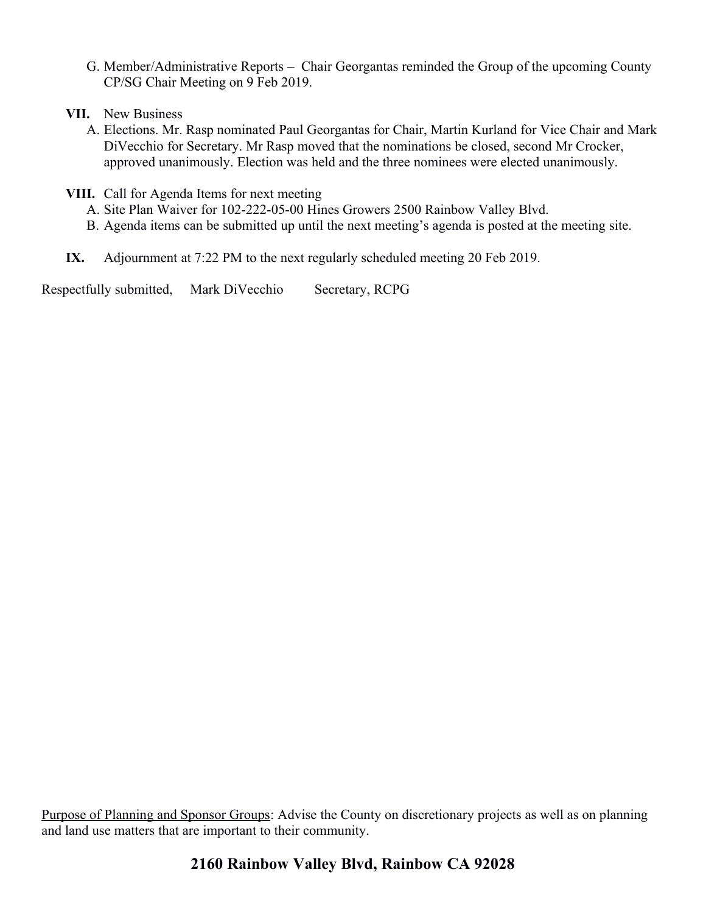G. Member/Administrative Reports – Chair Georgantas reminded the Group of the upcoming County CP/SG Chair Meeting on 9 Feb 2019.

**VII.** New Business

A. Elections. Mr. Rasp nominated Paul Georgantas for Chair, Martin Kurland for Vice Chair and Mark DiVecchio for Secretary. Mr Rasp moved that the nominations be closed, second Mr Crocker, approved unanimously. Election was held and the three nominees were elected unanimously.

**VIII.** Call for Agenda Items for next meeting

A. Site Plan Waiver for 102-222-05-00 Hines Growers 2500 Rainbow Valley Blvd.

B. Agenda items can be submitted up until the next meeting's agenda is posted at the meeting site.

**IX.** Adjournment at 7:22 PM to the next regularly scheduled meeting 20 Feb 2019.

Respectfully submitted, Mark DiVecchio Secretary, RCPG

Purpose of Planning and Sponsor Groups: Advise the County on discretionary projects as well as on planning and land use matters that are important to their community.

**2160 Rainbow Valley Blvd, Rainbow CA 92028**